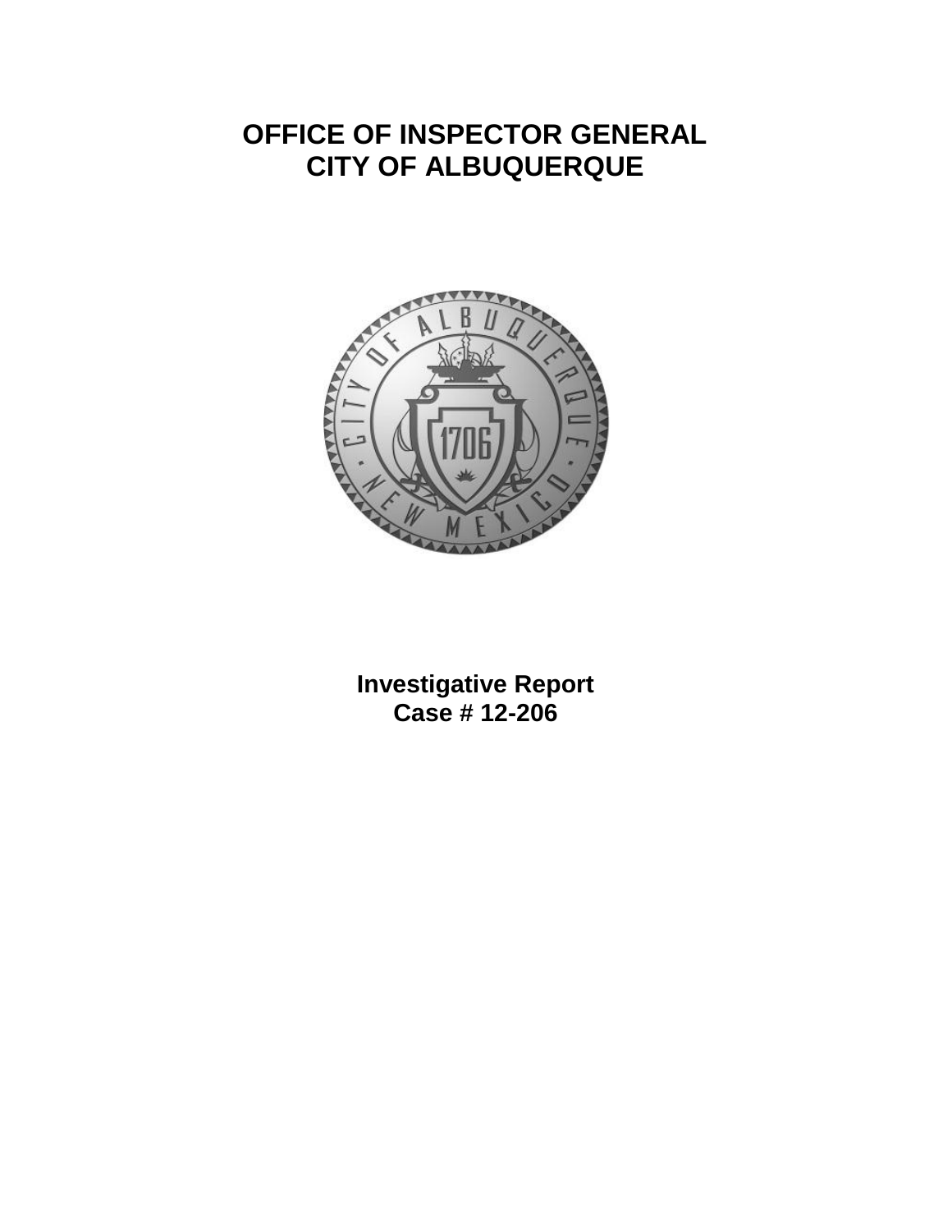# OFFICE OF INSPECTOR GENERAL
# CITY OF ALBUQUERQUE

**Investigative Report**
**Case # 12-206**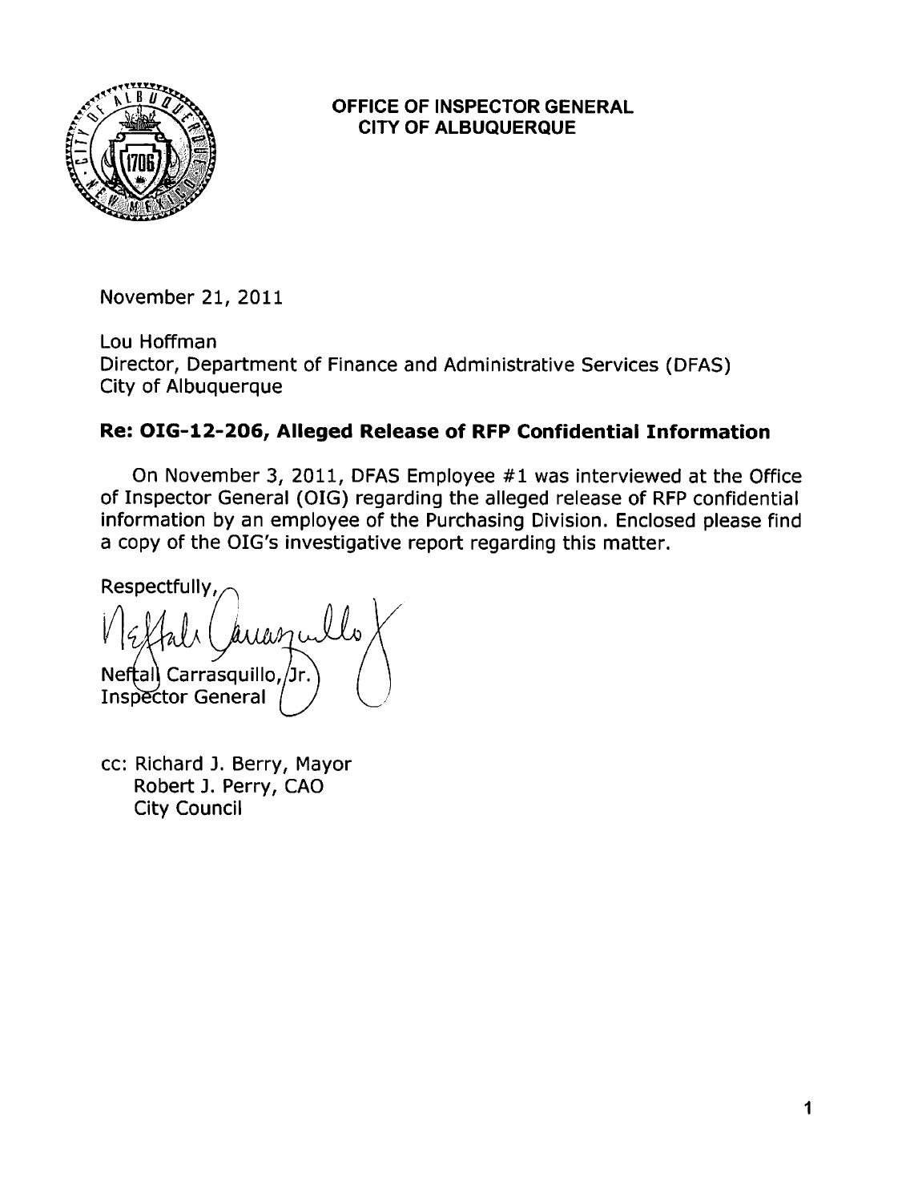**OFFICE OF INSPECTOR GENERAL**
**CITY OF ALBUQUERQUE**

November 21, 2011

Lou Hoffman
Director, Department of Finance and Administrative Services (DFAS)
City of Albuquerque

**Re: OIG-12-206, Alleged Release of RFP Confidential Information**

On November 3, 2011, DFAS Employee #1 was interviewed at the Office of Inspector General (OIG) regarding the alleged release of RFP confidential information by an employee of the Purchasing Division. Enclosed please find a copy of the OIG's investigative report regarding this matter.

Respectfully,

Neftali Carrasquillo, Jr.
Inspector General

cc: Richard J. Berry, Mayor
Robert J. Perry, CAO
City Council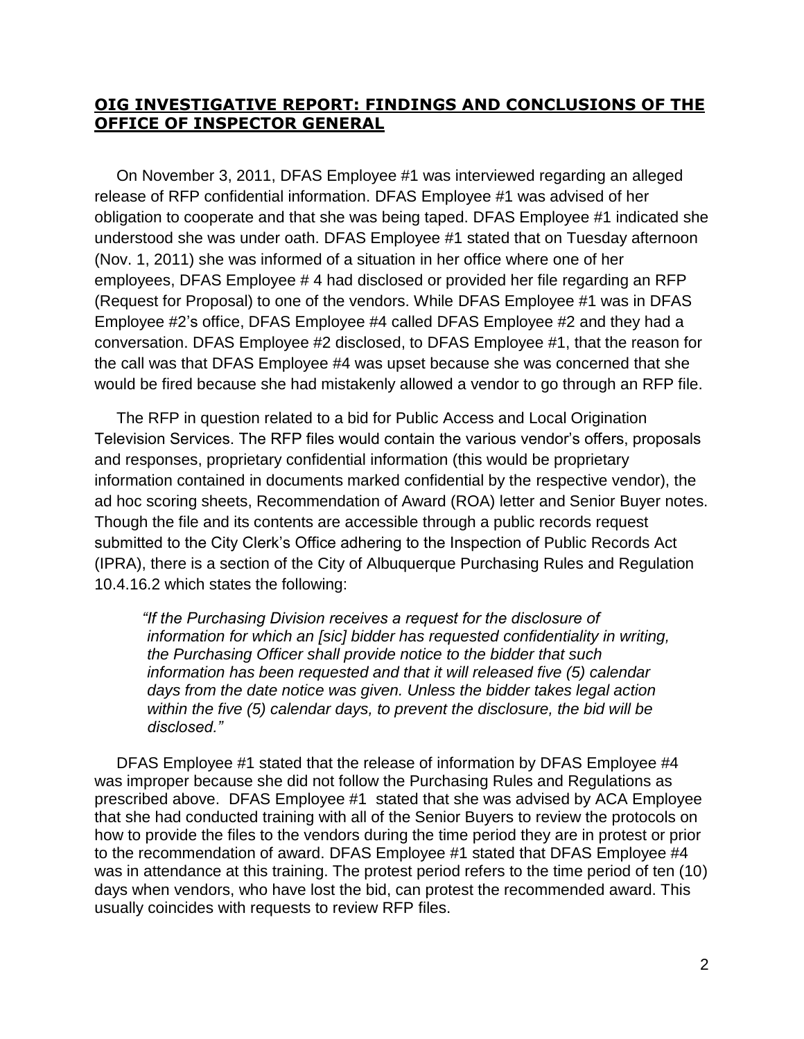## **OIG INVESTIGATIVE REPORT: FINDINGS AND CONCLUSIONS OF THE OFFICE OF INSPECTOR GENERAL**

On November 3, 2011, DFAS Employee #1 was interviewed regarding an alleged release of RFP confidential information. DFAS Employee #1 was advised of her obligation to cooperate and that she was being taped. DFAS Employee #1 indicated she understood she was under oath. DFAS Employee #1 stated that on Tuesday afternoon (Nov. 1, 2011) she was informed of a situation in her office where one of her employees, DFAS Employee # 4 had disclosed or provided her file regarding an RFP (Request for Proposal) to one of the vendors. While DFAS Employee #1 was in DFAS Employee #2's office, DFAS Employee #4 called DFAS Employee #2 and they had a conversation. DFAS Employee #2 disclosed, to DFAS Employee #1, that the reason for the call was that DFAS Employee #4 was upset because she was concerned that she would be fired because she had mistakenly allowed a vendor to go through an RFP file.

The RFP in question related to a bid for Public Access and Local Origination Television Services. The RFP files would contain the various vendor's offers, proposals and responses, proprietary confidential information (this would be proprietary information contained in documents marked confidential by the respective vendor), the ad hoc scoring sheets, Recommendation of Award (ROA) letter and Senior Buyer notes. Though the file and its contents are accessible through a public records request submitted to the City Clerk's Office adhering to the Inspection of Public Records Act (IPRA), there is a section of the City of Albuquerque Purchasing Rules and Regulation 10.4.16.2 which states the following:

> *"If the Purchasing Division receives a request for the disclosure of information for which an [sic] bidder has requested confidentiality in writing, the Purchasing Officer shall provide notice to the bidder that such information has been requested and that it will released five (5) calendar days from the date notice was given. Unless the bidder takes legal action within the five (5) calendar days, to prevent the disclosure, the bid will be disclosed."*

DFAS Employee #1 stated that the release of information by DFAS Employee #4 was improper because she did not follow the Purchasing Rules and Regulations as prescribed above. DFAS Employee #1 stated that she was advised by ACA Employee that she had conducted training with all of the Senior Buyers to review the protocols on how to provide the files to the vendors during the time period they are in protest or prior to the recommendation of award. DFAS Employee #1 stated that DFAS Employee #4 was in attendance at this training. The protest period refers to the time period of ten (10) days when vendors, who have lost the bid, can protest the recommended award. This usually coincides with requests to review RFP files.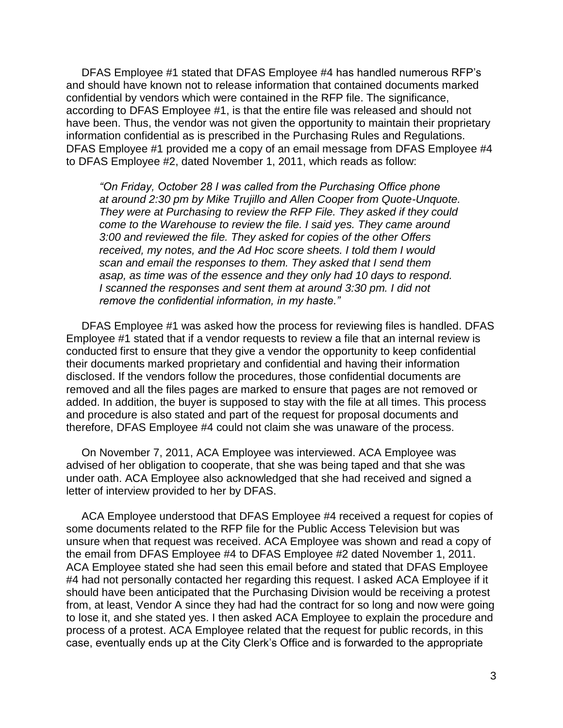DFAS Employee #1 stated that DFAS Employee #4 has handled numerous RFP's and should have known not to release information that contained documents marked confidential by vendors which were contained in the RFP file. The significance, according to DFAS Employee #1, is that the entire file was released and should not have been. Thus, the vendor was not given the opportunity to maintain their proprietary information confidential as is prescribed in the Purchasing Rules and Regulations. DFAS Employee #1 provided me a copy of an email message from DFAS Employee #4 to DFAS Employee #2, dated November 1, 2011, which reads as follow:

> *"On Friday, October 28 I was called from the Purchasing Office phone at around 2:30 pm by Mike Trujillo and Allen Cooper from Quote-Unquote. They were at Purchasing to review the RFP File. They asked if they could come to the Warehouse to review the file. I said yes. They came around 3:00 and reviewed the file. They asked for copies of the other Offers received, my notes, and the Ad Hoc score sheets. I told them I would scan and email the responses to them. They asked that I send them asap, as time was of the essence and they only had 10 days to respond. I scanned the responses and sent them at around 3:30 pm. I did not remove the confidential information, in my haste."*

DFAS Employee #1 was asked how the process for reviewing files is handled. DFAS Employee #1 stated that if a vendor requests to review a file that an internal review is conducted first to ensure that they give a vendor the opportunity to keep confidential their documents marked proprietary and confidential and having their information disclosed. If the vendors follow the procedures, those confidential documents are removed and all the files pages are marked to ensure that pages are not removed or added. In addition, the buyer is supposed to stay with the file at all times. This process and procedure is also stated and part of the request for proposal documents and therefore, DFAS Employee #4 could not claim she was unaware of the process.

On November 7, 2011, ACA Employee was interviewed. ACA Employee was advised of her obligation to cooperate, that she was being taped and that she was under oath. ACA Employee also acknowledged that she had received and signed a letter of interview provided to her by DFAS.

ACA Employee understood that DFAS Employee #4 received a request for copies of some documents related to the RFP file for the Public Access Television but was unsure when that request was received. ACA Employee was shown and read a copy of the email from DFAS Employee #4 to DFAS Employee #2 dated November 1, 2011. ACA Employee stated she had seen this email before and stated that DFAS Employee #4 had not personally contacted her regarding this request. I asked ACA Employee if it should have been anticipated that the Purchasing Division would be receiving a protest from, at least, Vendor A since they had had the contract for so long and now were going to lose it, and she stated yes. I then asked ACA Employee to explain the procedure and process of a protest. ACA Employee related that the request for public records, in this case, eventually ends up at the City Clerk's Office and is forwarded to the appropriate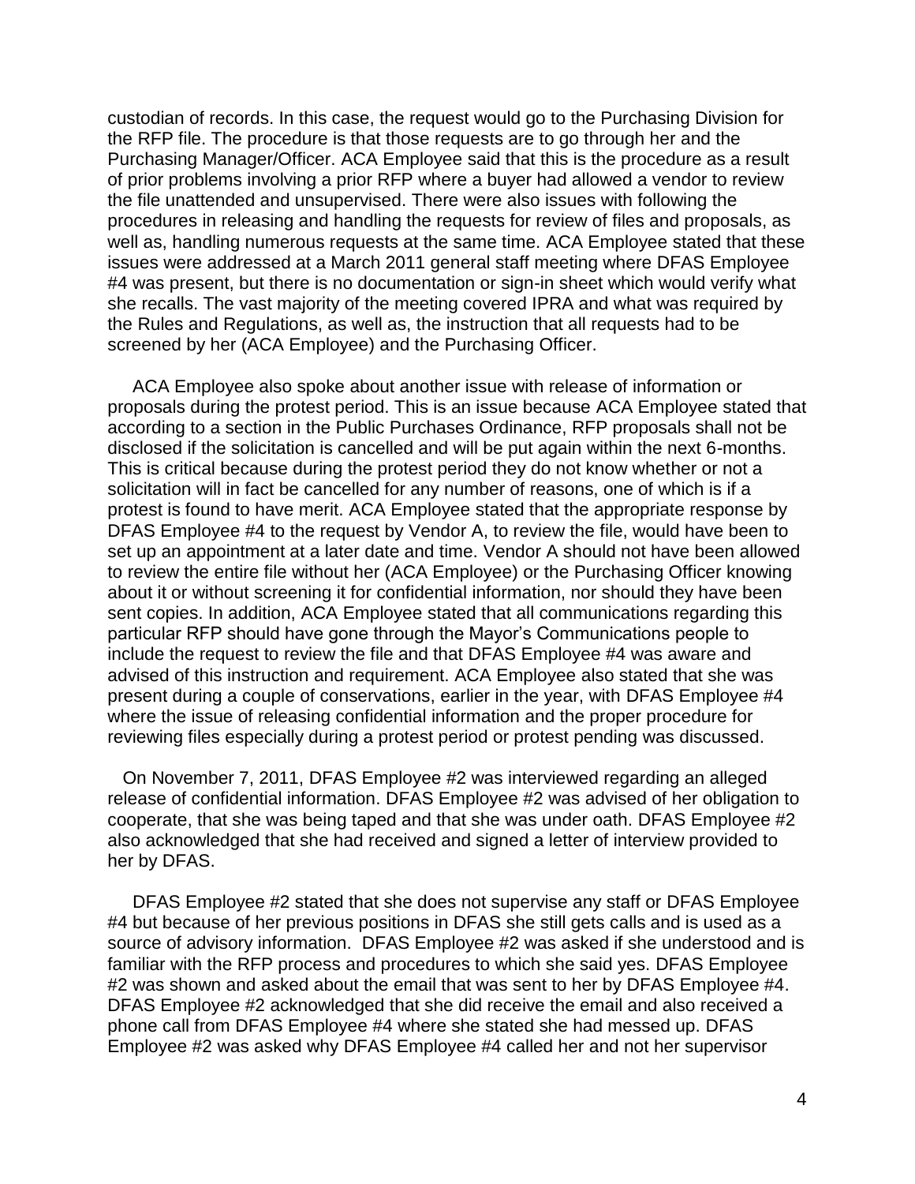custodian of records. In this case, the request would go to the Purchasing Division for the RFP file. The procedure is that those requests are to go through her and the Purchasing Manager/Officer. ACA Employee said that this is the procedure as a result of prior problems involving a prior RFP where a buyer had allowed a vendor to review the file unattended and unsupervised. There were also issues with following the procedures in releasing and handling the requests for review of files and proposals, as well as, handling numerous requests at the same time. ACA Employee stated that these issues were addressed at a March 2011 general staff meeting where DFAS Employee #4 was present, but there is no documentation or sign-in sheet which would verify what she recalls. The vast majority of the meeting covered IPRA and what was required by the Rules and Regulations, as well as, the instruction that all requests had to be screened by her (ACA Employee) and the Purchasing Officer.

ACA Employee also spoke about another issue with release of information or proposals during the protest period. This is an issue because ACA Employee stated that according to a section in the Public Purchases Ordinance, RFP proposals shall not be disclosed if the solicitation is cancelled and will be put again within the next 6-months. This is critical because during the protest period they do not know whether or not a solicitation will in fact be cancelled for any number of reasons, one of which is if a protest is found to have merit. ACA Employee stated that the appropriate response by DFAS Employee #4 to the request by Vendor A, to review the file, would have been to set up an appointment at a later date and time. Vendor A should not have been allowed to review the entire file without her (ACA Employee) or the Purchasing Officer knowing about it or without screening it for confidential information, nor should they have been sent copies. In addition, ACA Employee stated that all communications regarding this particular RFP should have gone through the Mayor's Communications people to include the request to review the file and that DFAS Employee #4 was aware and advised of this instruction and requirement. ACA Employee also stated that she was present during a couple of conservations, earlier in the year, with DFAS Employee #4 where the issue of releasing confidential information and the proper procedure for reviewing files especially during a protest period or protest pending was discussed.

On November 7, 2011, DFAS Employee #2 was interviewed regarding an alleged release of confidential information. DFAS Employee #2 was advised of her obligation to cooperate, that she was being taped and that she was under oath. DFAS Employee #2 also acknowledged that she had received and signed a letter of interview provided to her by DFAS.

DFAS Employee #2 stated that she does not supervise any staff or DFAS Employee #4 but because of her previous positions in DFAS she still gets calls and is used as a source of advisory information. DFAS Employee #2 was asked if she understood and is familiar with the RFP process and procedures to which she said yes. DFAS Employee #2 was shown and asked about the email that was sent to her by DFAS Employee #4. DFAS Employee #2 acknowledged that she did receive the email and also received a phone call from DFAS Employee #4 where she stated she had messed up. DFAS Employee #2 was asked why DFAS Employee #4 called her and not her supervisor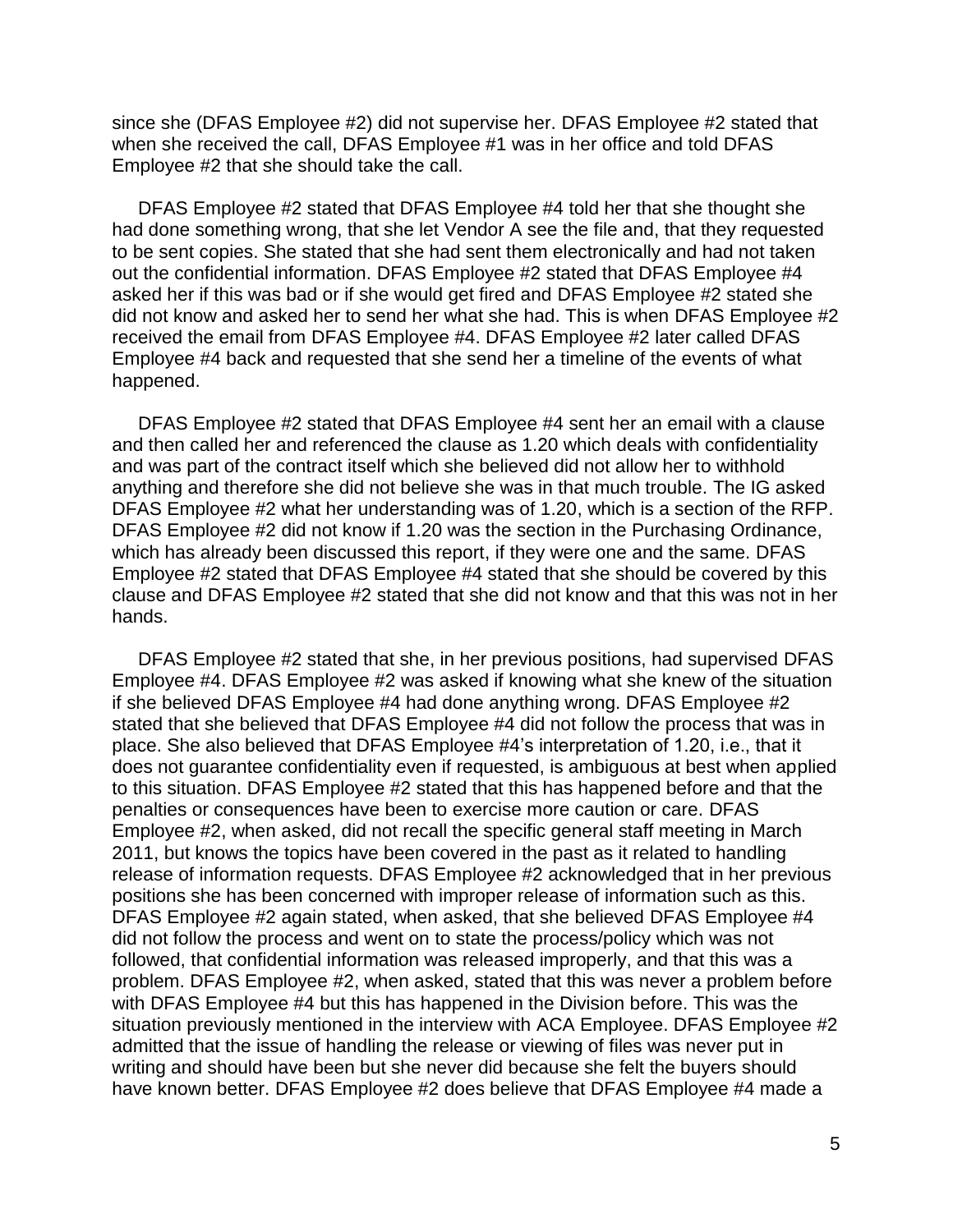since she (DFAS Employee #2) did not supervise her. DFAS Employee #2 stated that when she received the call, DFAS Employee #1 was in her office and told DFAS Employee #2 that she should take the call.

DFAS Employee #2 stated that DFAS Employee #4 told her that she thought she had done something wrong, that she let Vendor A see the file and, that they requested to be sent copies. She stated that she had sent them electronically and had not taken out the confidential information. DFAS Employee #2 stated that DFAS Employee #4 asked her if this was bad or if she would get fired and DFAS Employee #2 stated she did not know and asked her to send her what she had. This is when DFAS Employee #2 received the email from DFAS Employee #4. DFAS Employee #2 later called DFAS Employee #4 back and requested that she send her a timeline of the events of what happened.

DFAS Employee #2 stated that DFAS Employee #4 sent her an email with a clause and then called her and referenced the clause as 1.20 which deals with confidentiality and was part of the contract itself which she believed did not allow her to withhold anything and therefore she did not believe she was in that much trouble. The IG asked DFAS Employee #2 what her understanding was of 1.20, which is a section of the RFP. DFAS Employee #2 did not know if 1.20 was the section in the Purchasing Ordinance, which has already been discussed this report, if they were one and the same. DFAS Employee #2 stated that DFAS Employee #4 stated that she should be covered by this clause and DFAS Employee #2 stated that she did not know and that this was not in her hands.

DFAS Employee #2 stated that she, in her previous positions, had supervised DFAS Employee #4. DFAS Employee #2 was asked if knowing what she knew of the situation if she believed DFAS Employee #4 had done anything wrong. DFAS Employee #2 stated that she believed that DFAS Employee #4 did not follow the process that was in place. She also believed that DFAS Employee #4's interpretation of 1.20, i.e., that it does not guarantee confidentiality even if requested, is ambiguous at best when applied to this situation. DFAS Employee #2 stated that this has happened before and that the penalties or consequences have been to exercise more caution or care. DFAS Employee #2, when asked, did not recall the specific general staff meeting in March 2011, but knows the topics have been covered in the past as it related to handling release of information requests. DFAS Employee #2 acknowledged that in her previous positions she has been concerned with improper release of information such as this. DFAS Employee #2 again stated, when asked, that she believed DFAS Employee #4 did not follow the process and went on to state the process/policy which was not followed, that confidential information was released improperly, and that this was a problem. DFAS Employee #2, when asked, stated that this was never a problem before with DFAS Employee #4 but this has happened in the Division before. This was the situation previously mentioned in the interview with ACA Employee. DFAS Employee #2 admitted that the issue of handling the release or viewing of files was never put in writing and should have been but she never did because she felt the buyers should have known better. DFAS Employee #2 does believe that DFAS Employee #4 made a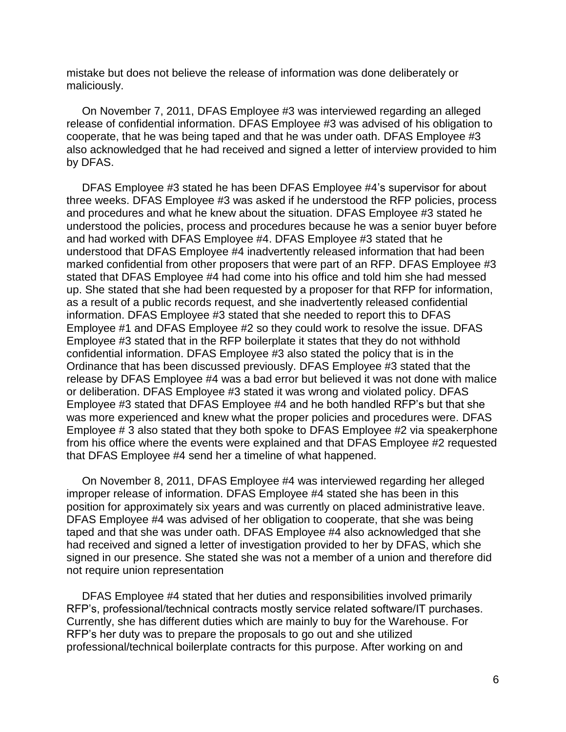mistake but does not believe the release of information was done deliberately or maliciously.

On November 7, 2011, DFAS Employee #3 was interviewed regarding an alleged release of confidential information. DFAS Employee #3 was advised of his obligation to cooperate, that he was being taped and that he was under oath. DFAS Employee #3 also acknowledged that he had received and signed a letter of interview provided to him by DFAS.

DFAS Employee #3 stated he has been DFAS Employee #4's supervisor for about three weeks. DFAS Employee #3 was asked if he understood the RFP policies, process and procedures and what he knew about the situation. DFAS Employee #3 stated he understood the policies, process and procedures because he was a senior buyer before and had worked with DFAS Employee #4. DFAS Employee #3 stated that he understood that DFAS Employee #4 inadvertently released information that had been marked confidential from other proposers that were part of an RFP. DFAS Employee #3 stated that DFAS Employee #4 had come into his office and told him she had messed up. She stated that she had been requested by a proposer for that RFP for information, as a result of a public records request, and she inadvertently released confidential information. DFAS Employee #3 stated that she needed to report this to DFAS Employee #1 and DFAS Employee #2 so they could work to resolve the issue. DFAS Employee #3 stated that in the RFP boilerplate it states that they do not withhold confidential information. DFAS Employee #3 also stated the policy that is in the Ordinance that has been discussed previously. DFAS Employee #3 stated that the release by DFAS Employee #4 was a bad error but believed it was not done with malice or deliberation. DFAS Employee #3 stated it was wrong and violated policy. DFAS Employee #3 stated that DFAS Employee #4 and he both handled RFP's but that she was more experienced and knew what the proper policies and procedures were. DFAS Employee # 3 also stated that they both spoke to DFAS Employee #2 via speakerphone from his office where the events were explained and that DFAS Employee #2 requested that DFAS Employee #4 send her a timeline of what happened.

On November 8, 2011, DFAS Employee #4 was interviewed regarding her alleged improper release of information. DFAS Employee #4 stated she has been in this position for approximately six years and was currently on placed administrative leave. DFAS Employee #4 was advised of her obligation to cooperate, that she was being taped and that she was under oath. DFAS Employee #4 also acknowledged that she had received and signed a letter of investigation provided to her by DFAS, which she signed in our presence. She stated she was not a member of a union and therefore did not require union representation

DFAS Employee #4 stated that her duties and responsibilities involved primarily RFP's, professional/technical contracts mostly service related software/IT purchases. Currently, she has different duties which are mainly to buy for the Warehouse. For RFP's her duty was to prepare the proposals to go out and she utilized professional/technical boilerplate contracts for this purpose. After working on and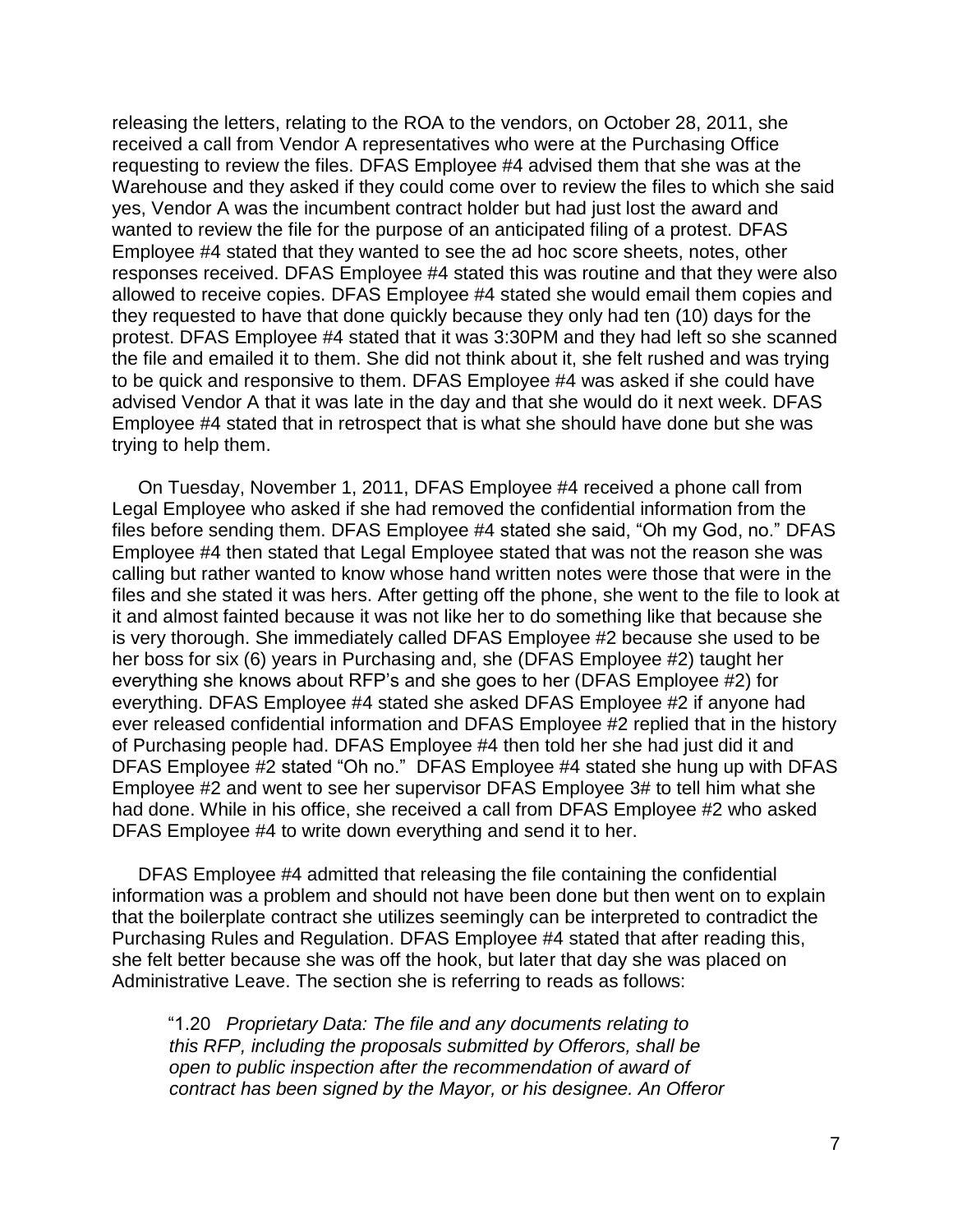releasing the letters, relating to the ROA to the vendors, on October 28, 2011, she received a call from Vendor A representatives who were at the Purchasing Office requesting to review the files. DFAS Employee #4 advised them that she was at the Warehouse and they asked if they could come over to review the files to which she said yes, Vendor A was the incumbent contract holder but had just lost the award and wanted to review the file for the purpose of an anticipated filing of a protest. DFAS Employee #4 stated that they wanted to see the ad hoc score sheets, notes, other responses received. DFAS Employee #4 stated this was routine and that they were also allowed to receive copies. DFAS Employee #4 stated she would email them copies and they requested to have that done quickly because they only had ten (10) days for the protest. DFAS Employee #4 stated that it was 3:30PM and they had left so she scanned the file and emailed it to them. She did not think about it, she felt rushed and was trying to be quick and responsive to them. DFAS Employee #4 was asked if she could have advised Vendor A that it was late in the day and that she would do it next week. DFAS Employee #4 stated that in retrospect that is what she should have done but she was trying to help them.

On Tuesday, November 1, 2011, DFAS Employee #4 received a phone call from Legal Employee who asked if she had removed the confidential information from the files before sending them. DFAS Employee #4 stated she said, "Oh my God, no." DFAS Employee #4 then stated that Legal Employee stated that was not the reason she was calling but rather wanted to know whose hand written notes were those that were in the files and she stated it was hers. After getting off the phone, she went to the file to look at it and almost fainted because it was not like her to do something like that because she is very thorough. She immediately called DFAS Employee #2 because she used to be her boss for six (6) years in Purchasing and, she (DFAS Employee #2) taught her everything she knows about RFP's and she goes to her (DFAS Employee #2) for everything. DFAS Employee #4 stated she asked DFAS Employee #2 if anyone had ever released confidential information and DFAS Employee #2 replied that in the history of Purchasing people had. DFAS Employee #4 then told her she had just did it and DFAS Employee #2 stated "Oh no." DFAS Employee #4 stated she hung up with DFAS Employee #2 and went to see her supervisor DFAS Employee 3# to tell him what she had done. While in his office, she received a call from DFAS Employee #2 who asked DFAS Employee #4 to write down everything and send it to her.

DFAS Employee #4 admitted that releasing the file containing the confidential information was a problem and should not have been done but then went on to explain that the boilerplate contract she utilizes seemingly can be interpreted to contradict the Purchasing Rules and Regulation. DFAS Employee #4 stated that after reading this, she felt better because she was off the hook, but later that day she was placed on Administrative Leave. The section she is referring to reads as follows:

> "1.20 *Proprietary Data: The file and any documents relating to this RFP, including the proposals submitted by Offerors, shall be open to public inspection after the recommendation of award of contract has been signed by the Mayor, or his designee. An Offeror*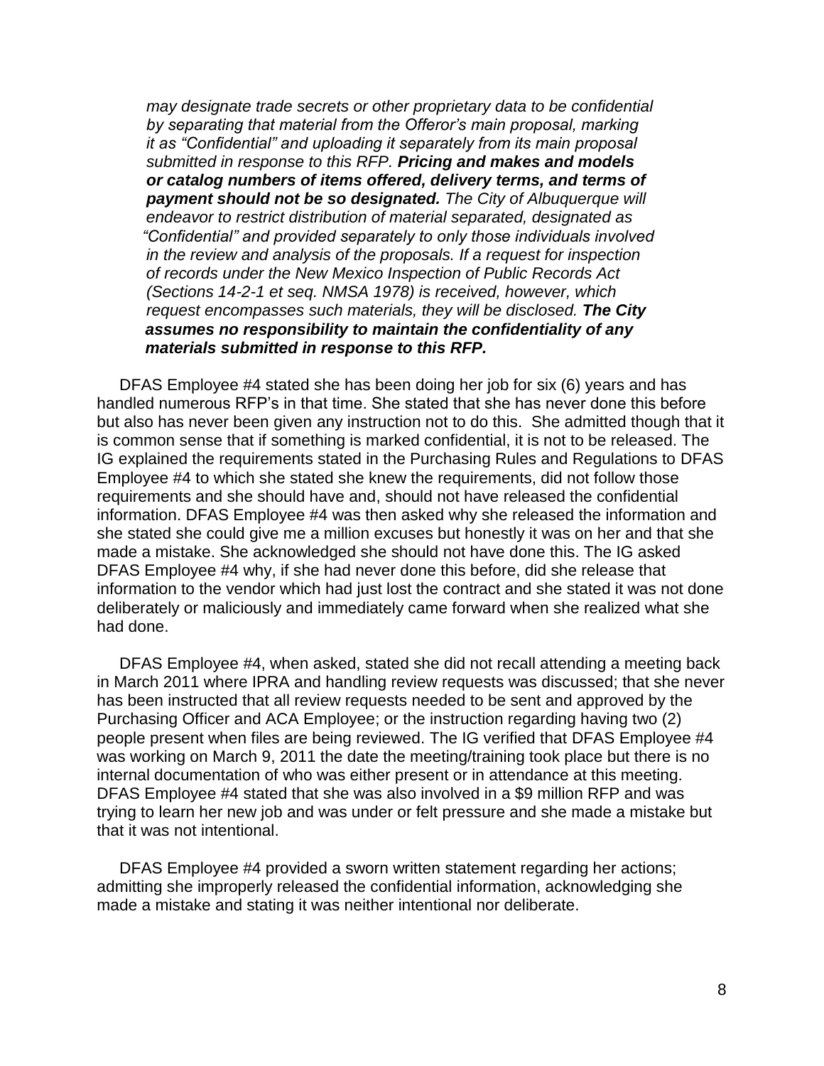*may designate trade secrets or other proprietary data to be confidential by separating that material from the Offeror's main proposal, marking it as "Confidential" and uploading it separately from its main proposal submitted in response to this RFP.* ***Pricing and makes and models or catalog numbers of items offered, delivery terms, and terms of payment should not be so designated.*** *The City of Albuquerque will endeavor to restrict distribution of material separated, designated as "Confidential" and provided separately to only those individuals involved in the review and analysis of the proposals. If a request for inspection of records under the New Mexico Inspection of Public Records Act (Sections 14-2-1 et seq. NMSA 1978) is received, however, which request encompasses such materials, they will be disclosed.* ***The City assumes no responsibility to maintain the confidentiality of any materials submitted in response to this RFP.***

DFAS Employee #4 stated she has been doing her job for six (6) years and has handled numerous RFP's in that time. She stated that she has never done this before but also has never been given any instruction not to do this. She admitted though that it is common sense that if something is marked confidential, it is not to be released. The IG explained the requirements stated in the Purchasing Rules and Regulations to DFAS Employee #4 to which she stated she knew the requirements, did not follow those requirements and she should have and, should not have released the confidential information. DFAS Employee #4 was then asked why she released the information and she stated she could give me a million excuses but honestly it was on her and that she made a mistake. She acknowledged she should not have done this. The IG asked DFAS Employee #4 why, if she had never done this before, did she release that information to the vendor which had just lost the contract and she stated it was not done deliberately or maliciously and immediately came forward when she realized what she had done.

DFAS Employee #4, when asked, stated she did not recall attending a meeting back in March 2011 where IPRA and handling review requests was discussed; that she never has been instructed that all review requests needed to be sent and approved by the Purchasing Officer and ACA Employee; or the instruction regarding having two (2) people present when files are being reviewed. The IG verified that DFAS Employee #4 was working on March 9, 2011 the date the meeting/training took place but there is no internal documentation of who was either present or in attendance at this meeting. DFAS Employee #4 stated that she was also involved in a $9 million RFP and was trying to learn her new job and was under or felt pressure and she made a mistake but that it was not intentional.

DFAS Employee #4 provided a sworn written statement regarding her actions; admitting she improperly released the confidential information, acknowledging she made a mistake and stating it was neither intentional nor deliberate.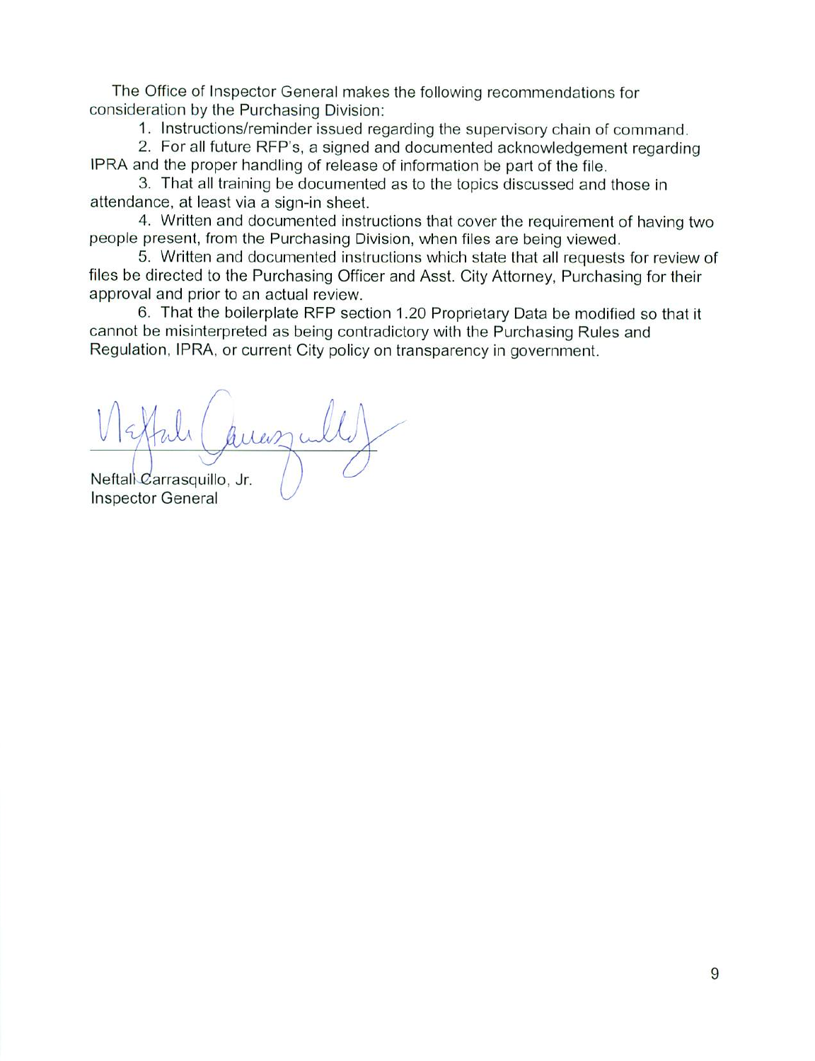The Office of Inspector General makes the following recommendations for consideration by the Purchasing Division:

1. Instructions/reminder issued regarding the supervisory chain of command.
2. For all future RFP's, a signed and documented acknowledgement regarding IPRA and the proper handling of release of information be part of the file.
3. That all training be documented as to the topics discussed and those in attendance, at least via a sign-in sheet.
4. Written and documented instructions that cover the requirement of having two people present, from the Purchasing Division, when files are being viewed.
5. Written and documented instructions which state that all requests for review of files be directed to the Purchasing Officer and Asst. City Attorney, Purchasing for their approval and prior to an actual review.
6. That the boilerplate RFP section 1.20 Proprietary Data be modified so that it cannot be misinterpreted as being contradictory with the Purchasing Rules and Regulation, IPRA, or current City policy on transparency in government.

Neftali Carrasquillo, Jr.
Inspector General